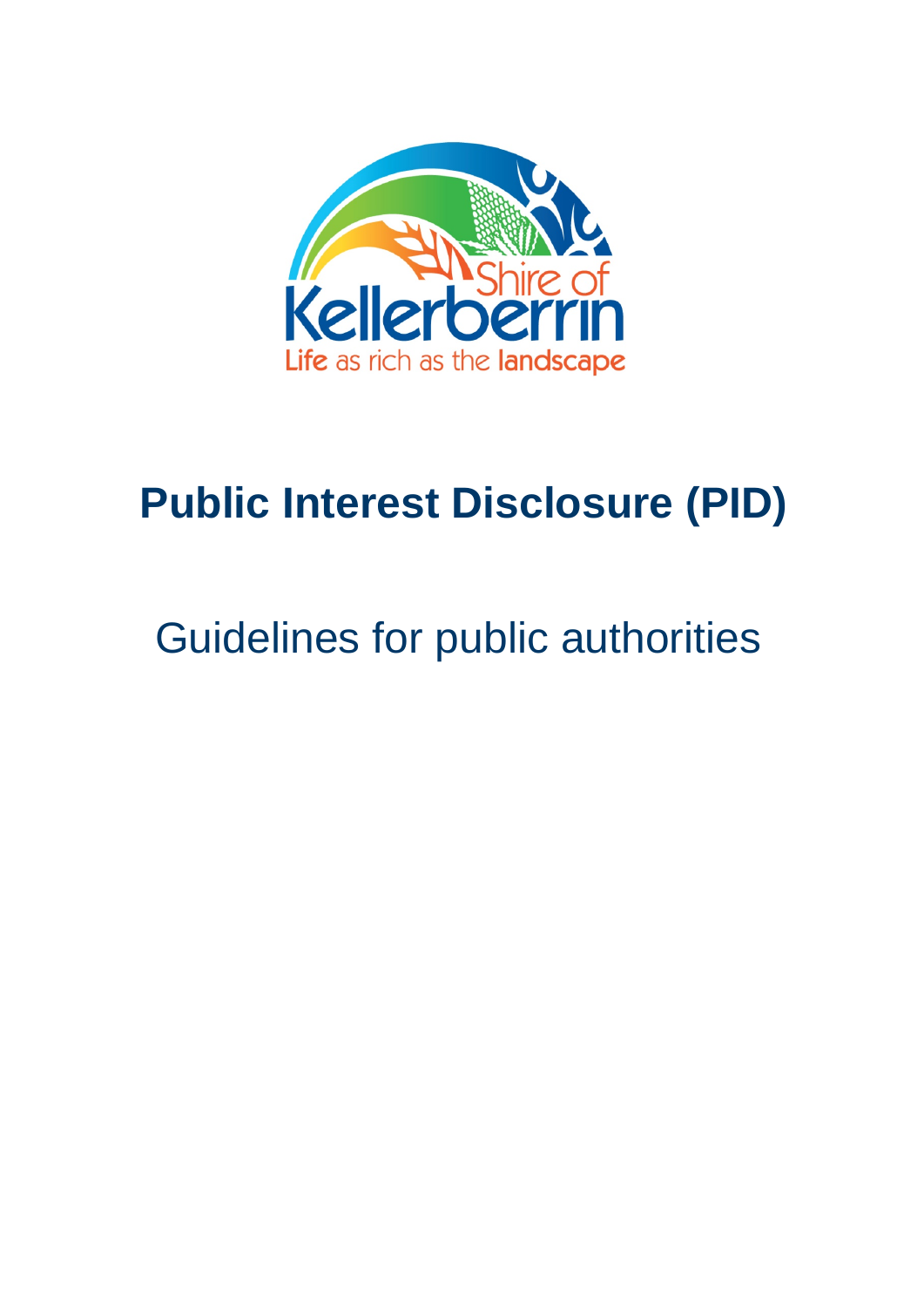# Public Interest Disclosure (PID)

## Guidelines for public authorities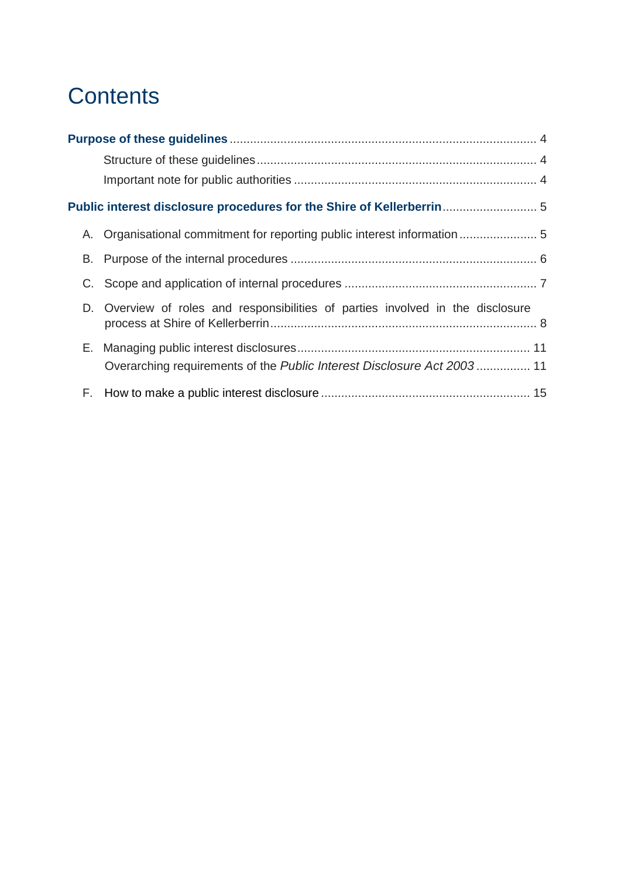# Contents

**Purpose of these guidelines** .......... 4

Structure of these guidelines .......... 4

Important note for public authorities .......... 4

**Public interest disclosure procedures for the Shire of Kellerberrin** .......... 5

A. Organisational commitment for reporting public interest information .......... 5

B. Purpose of the internal procedures .......... 6

C. Scope and application of internal procedures .......... 7

D. Overview of roles and responsibilities of parties involved in the disclosure process at Shire of Kellerberrin .......... 8

E. Managing public interest disclosures .......... 11

Overarching requirements of the *Public Interest Disclosure Act 2003* .......... 11

F. How to make a public interest disclosure .......... 15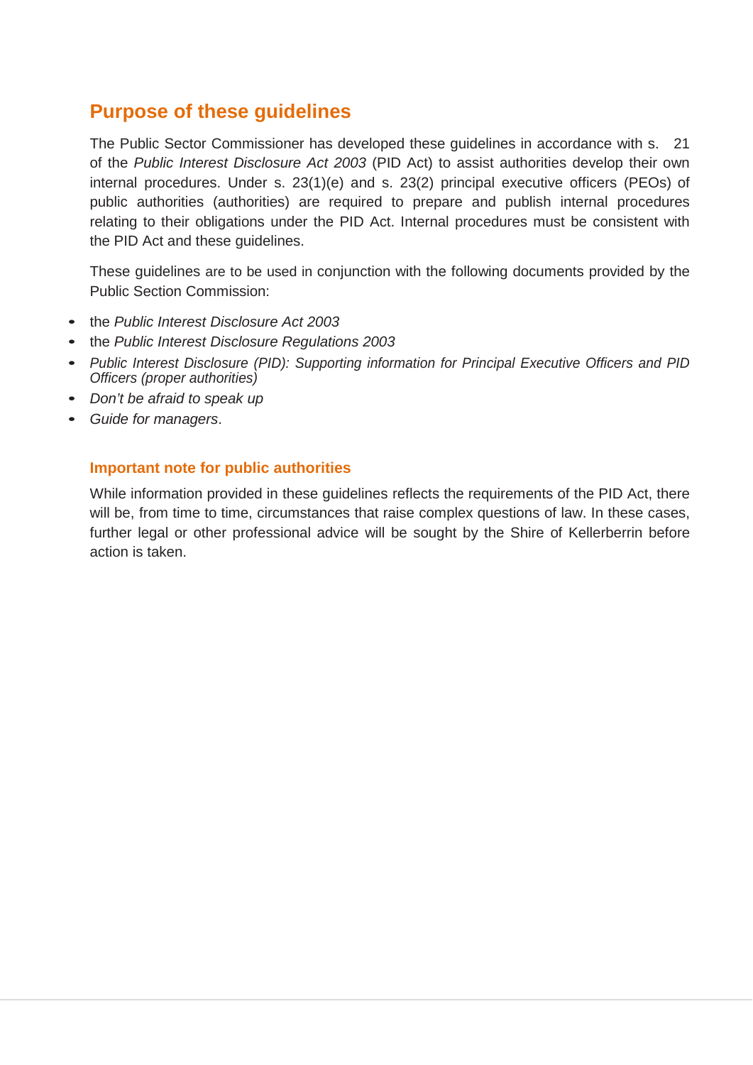## Purpose of these guidelines

The Public Sector Commissioner has developed these guidelines in accordance with s. 21 of the *Public Interest Disclosure Act 2003* (PID Act) to assist authorities develop their own internal procedures. Under s. 23(1)(e) and s. 23(2) principal executive officers (PEOs) of public authorities (authorities) are required to prepare and publish internal procedures relating to their obligations under the PID Act. Internal procedures must be consistent with the PID Act and these guidelines.

These guidelines are to be used in conjunction with the following documents provided by the Public Section Commission:

- the *Public Interest Disclosure Act 2003*
- the *Public Interest Disclosure Regulations 2003*
- *Public Interest Disclosure (PID): Supporting information for Principal Executive Officers and PID Officers (proper authorities)*
- *Don't be afraid to speak up*
- *Guide for managers*.

### Important note for public authorities

While information provided in these guidelines reflects the requirements of the PID Act, there will be, from time to time, circumstances that raise complex questions of law. In these cases, further legal or other professional advice will be sought by the Shire of Kellerberrin before action is taken.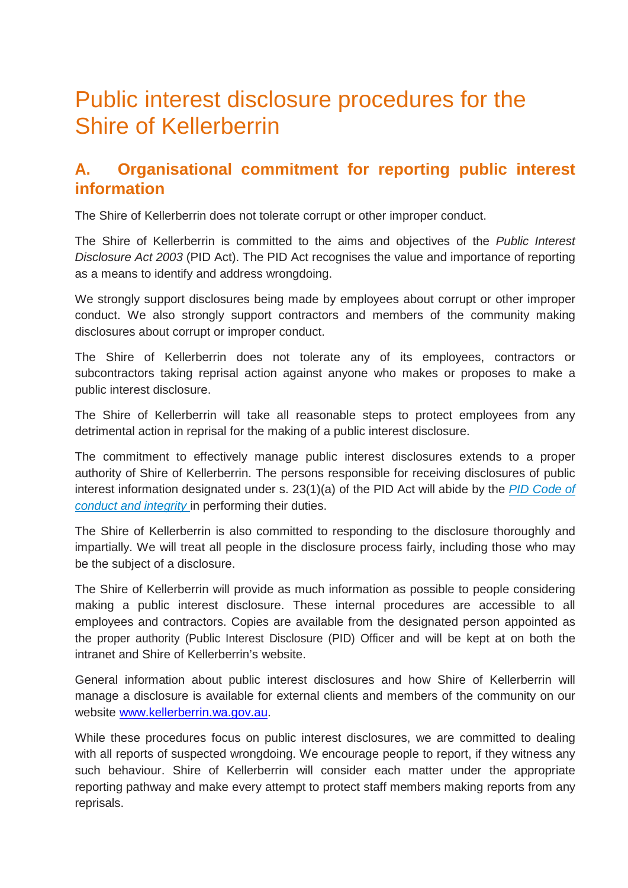# Public interest disclosure procedures for the Shire of Kellerberrin

## A. Organisational commitment for reporting public interest information

The Shire of Kellerberrin does not tolerate corrupt or other improper conduct.

The Shire of Kellerberrin is committed to the aims and objectives of the *Public Interest Disclosure Act 2003* (PID Act). The PID Act recognises the value and importance of reporting as a means to identify and address wrongdoing.

We strongly support disclosures being made by employees about corrupt or other improper conduct. We also strongly support contractors and members of the community making disclosures about corrupt or improper conduct.

The Shire of Kellerberrin does not tolerate any of its employees, contractors or subcontractors taking reprisal action against anyone who makes or proposes to make a public interest disclosure.

The Shire of Kellerberrin will take all reasonable steps to protect employees from any detrimental action in reprisal for the making of a public interest disclosure.

The commitment to effectively manage public interest disclosures extends to a proper authority of Shire of Kellerberrin. The persons responsible for receiving disclosures of public interest information designated under s. 23(1)(a) of the PID Act will abide by the [*PID Code of conduct and integrity*]() in performing their duties.

The Shire of Kellerberrin is also committed to responding to the disclosure thoroughly and impartially. We will treat all people in the disclosure process fairly, including those who may be the subject of a disclosure.

The Shire of Kellerberrin will provide as much information as possible to people considering making a public interest disclosure. These internal procedures are accessible to all employees and contractors. Copies are available from the designated person appointed as the proper authority (Public Interest Disclosure (PID) Officer and will be kept at on both the intranet and Shire of Kellerberrin's website.

General information about public interest disclosures and how Shire of Kellerberrin will manage a disclosure is available for external clients and members of the community on our website [www.kellerberrin.wa.gov.au](http://www.kellerberrin.wa.gov.au).

While these procedures focus on public interest disclosures, we are committed to dealing with all reports of suspected wrongdoing. We encourage people to report, if they witness any such behaviour. Shire of Kellerberrin will consider each matter under the appropriate reporting pathway and make every attempt to protect staff members making reports from any reprisals.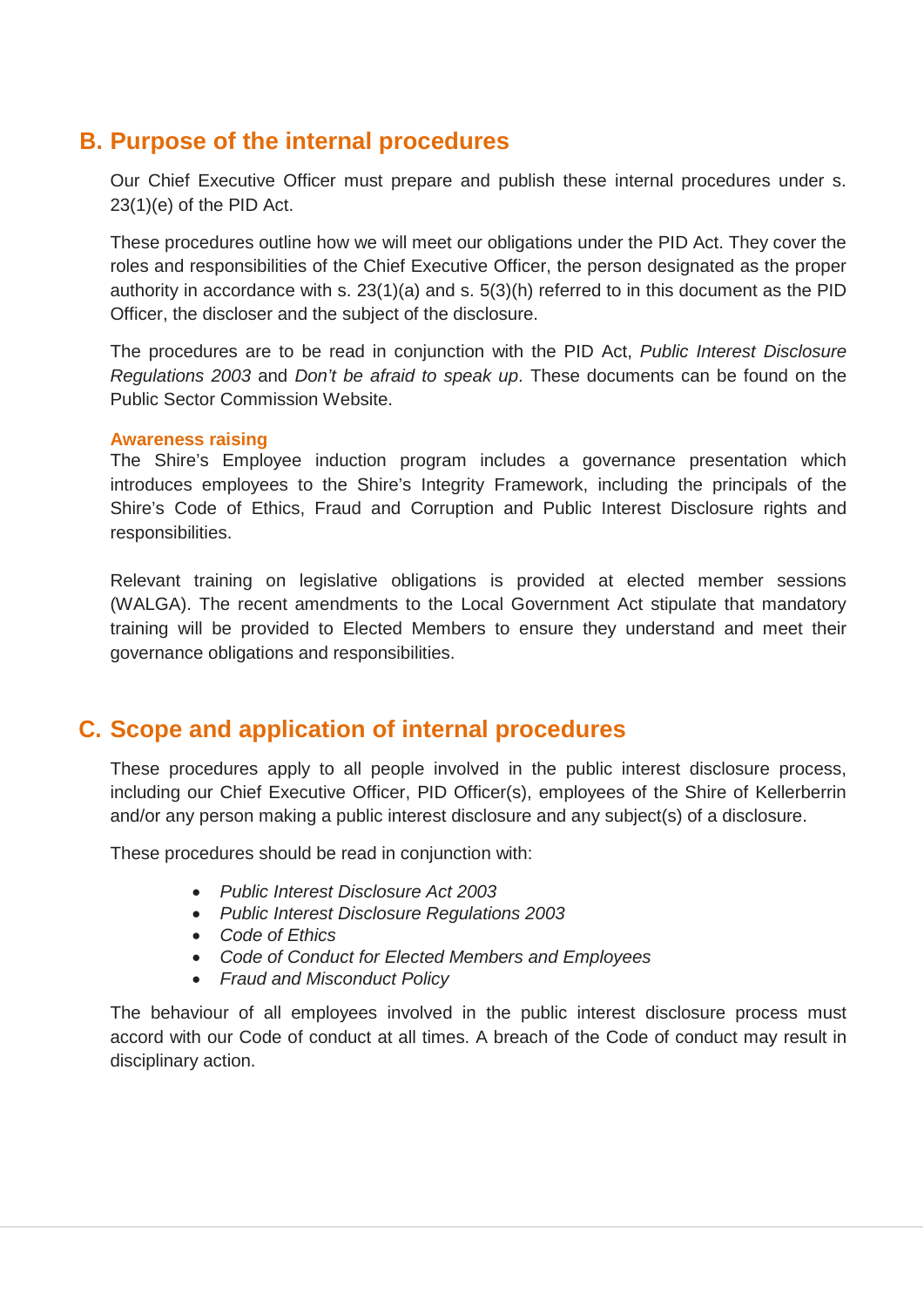## B. Purpose of the internal procedures

Our Chief Executive Officer must prepare and publish these internal procedures under s. 23(1)(e) of the PID Act.

These procedures outline how we will meet our obligations under the PID Act. They cover the roles and responsibilities of the Chief Executive Officer, the person designated as the proper authority in accordance with s. 23(1)(a) and s. 5(3)(h) referred to in this document as the PID Officer, the discloser and the subject of the disclosure.

The procedures are to be read in conjunction with the PID Act, *Public Interest Disclosure Regulations 2003* and *Don't be afraid to speak up*. These documents can be found on the Public Sector Commission Website.

### Awareness raising

The Shire's Employee induction program includes a governance presentation which introduces employees to the Shire's Integrity Framework, including the principals of the Shire's Code of Ethics, Fraud and Corruption and Public Interest Disclosure rights and responsibilities.

Relevant training on legislative obligations is provided at elected member sessions (WALGA). The recent amendments to the Local Government Act stipulate that mandatory training will be provided to Elected Members to ensure they understand and meet their governance obligations and responsibilities.

## C. Scope and application of internal procedures

These procedures apply to all people involved in the public interest disclosure process, including our Chief Executive Officer, PID Officer(s), employees of the Shire of Kellerberrin and/or any person making a public interest disclosure and any subject(s) of a disclosure.

These procedures should be read in conjunction with:

- *Public Interest Disclosure Act 2003*
- *Public Interest Disclosure Regulations 2003*
- *Code of Ethics*
- *Code of Conduct for Elected Members and Employees*
- *Fraud and Misconduct Policy*

The behaviour of all employees involved in the public interest disclosure process must accord with our Code of conduct at all times. A breach of the Code of conduct may result in disciplinary action.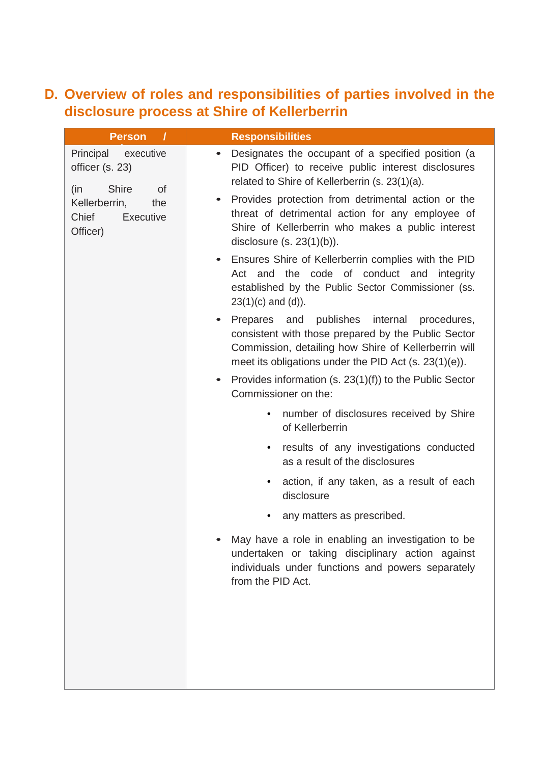## D. Overview of roles and responsibilities of parties involved in the disclosure process at Shire of Kellerberrin

| Person / | Responsibilities |
|---|---|
| Principal executive officer (s. 23)<br><br>(in Shire of Kellerberrin, the Chief Executive Officer) | • Designates the occupant of a specified position (a PID Officer) to receive public interest disclosures related to Shire of Kellerberrin (s. 23(1)(a).<br>• Provides protection from detrimental action or the threat of detrimental action for any employee of Shire of Kellerberrin who makes a public interest disclosure (s. 23(1)(b)).<br>• Ensures Shire of Kellerberrin complies with the PID Act and the code of conduct and integrity established by the Public Sector Commissioner (ss. 23(1)(c) and (d)).<br>• Prepares and publishes internal procedures, consistent with those prepared by the Public Sector Commission, detailing how Shire of Kellerberrin will meet its obligations under the PID Act (s. 23(1)(e)).<br>• Provides information (s. 23(1)(f)) to the Public Sector Commissioner on the:<br>&nbsp;&nbsp;&nbsp;&nbsp;• number of disclosures received by Shire of Kellerberrin<br>&nbsp;&nbsp;&nbsp;&nbsp;• results of any investigations conducted as a result of the disclosures<br>&nbsp;&nbsp;&nbsp;&nbsp;• action, if any taken, as a result of each disclosure<br>&nbsp;&nbsp;&nbsp;&nbsp;• any matters as prescribed.<br>• May have a role in enabling an investigation to be undertaken or taking disciplinary action against individuals under functions and powers separately from the PID Act. |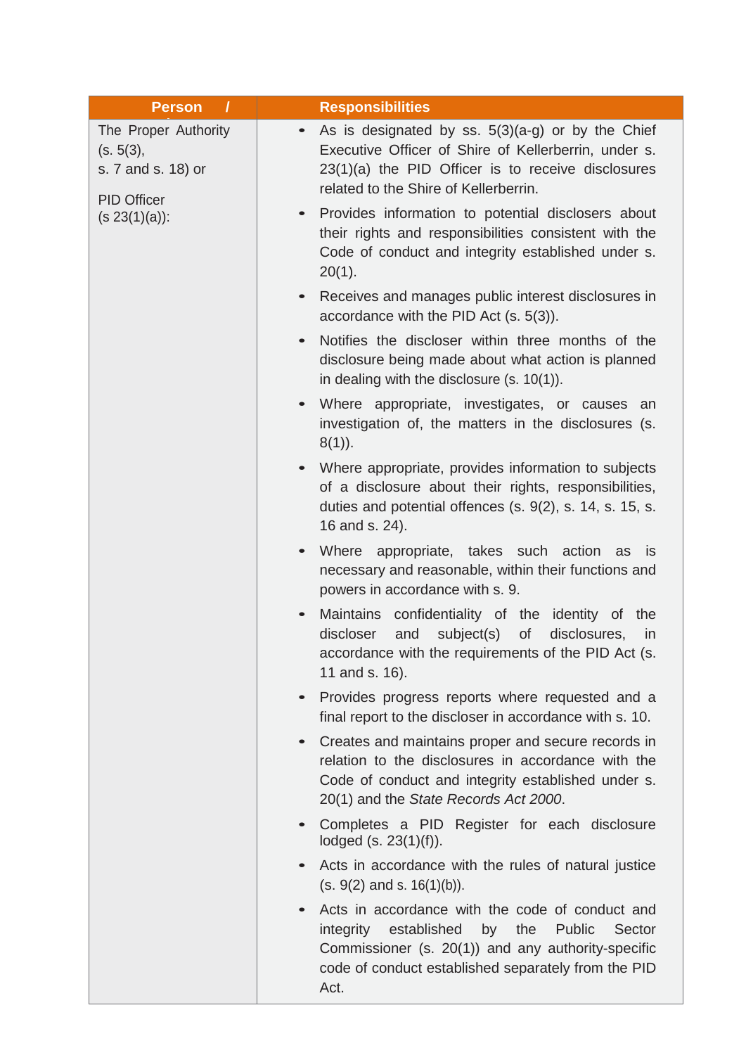| Person / | Responsibilities |
|---|---|
| The Proper Authority (s. 5(3), s. 7 and s. 18) or<br><br>PID Officer (s 23(1)(a)): | • As is designated by ss. 5(3)(a-g) or by the Chief Executive Officer of Shire of Kellerberrin, under s. 23(1)(a) the PID Officer is to receive disclosures related to the Shire of Kellerberrin.<br>• Provides information to potential disclosers about their rights and responsibilities consistent with the Code of conduct and integrity established under s. 20(1).<br>• Receives and manages public interest disclosures in accordance with the PID Act (s. 5(3)).<br>• Notifies the discloser within three months of the disclosure being made about what action is planned in dealing with the disclosure (s. 10(1)).<br>• Where appropriate, investigates, or causes an investigation of, the matters in the disclosures (s. 8(1)).<br>• Where appropriate, provides information to subjects of a disclosure about their rights, responsibilities, duties and potential offences (s. 9(2), s. 14, s. 15, s. 16 and s. 24).<br>• Where appropriate, takes such action as is necessary and reasonable, within their functions and powers in accordance with s. 9.<br>• Maintains confidentiality of the identity of the discloser and subject(s) of disclosures, in accordance with the requirements of the PID Act (s. 11 and s. 16).<br>• Provides progress reports where requested and a final report to the discloser in accordance with s. 10.<br>• Creates and maintains proper and secure records in relation to the disclosures in accordance with the Code of conduct and integrity established under s. 20(1) and the *State Records Act 2000*.<br>• Completes a PID Register for each disclosure lodged (s. 23(1)(f)).<br>• Acts in accordance with the rules of natural justice (s. 9(2) and s. 16(1)(b)).<br>• Acts in accordance with the code of conduct and integrity established by the Public Sector Commissioner (s. 20(1)) and any authority-specific code of conduct established separately from the PID Act. |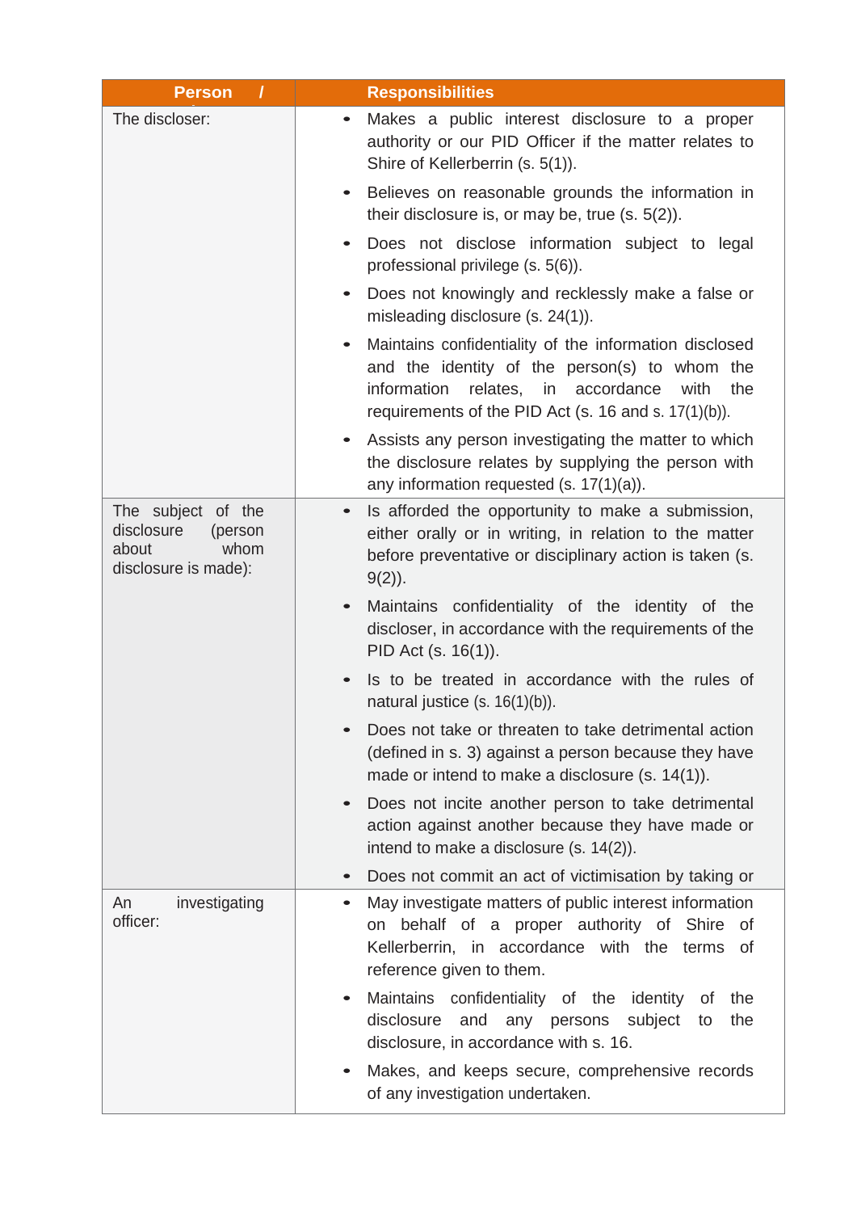| Person / | Responsibilities |
|---|---|
| The discloser: | • Makes a public interest disclosure to a proper authority or our PID Officer if the matter relates to Shire of Kellerberrin (s. 5(1)).<br>• Believes on reasonable grounds the information in their disclosure is, or may be, true (s. 5(2)).<br>• Does not disclose information subject to legal professional privilege (s. 5(6)).<br>• Does not knowingly and recklessly make a false or misleading disclosure (s. 24(1)).<br>• Maintains confidentiality of the information disclosed and the identity of the person(s) to whom the information relates, in accordance with the requirements of the PID Act (s. 16 and s. 17(1)(b)).<br>• Assists any person investigating the matter to which the disclosure relates by supplying the person with any information requested (s. 17(1)(a)). |
| The subject of the disclosure (person about whom disclosure is made): | • Is afforded the opportunity to make a submission, either orally or in writing, in relation to the matter before preventative or disciplinary action is taken (s. 9(2)).<br>• Maintains confidentiality of the identity of the discloser, in accordance with the requirements of the PID Act (s. 16(1)).<br>• Is to be treated in accordance with the rules of natural justice (s. 16(1)(b)).<br>• Does not take or threaten to take detrimental action (defined in s. 3) against a person because they have made or intend to make a disclosure (s. 14(1)).<br>• Does not incite another person to take detrimental action against another because they have made or intend to make a disclosure (s. 14(2)).<br>• Does not commit an act of victimisation by taking or |
| An investigating officer: | • May investigate matters of public interest information on behalf of a proper authority of Shire of Kellerberrin, in accordance with the terms of reference given to them.<br>• Maintains confidentiality of the identity of the disclosure and any persons subject to the disclosure, in accordance with s. 16.<br>• Makes, and keeps secure, comprehensive records of any investigation undertaken. |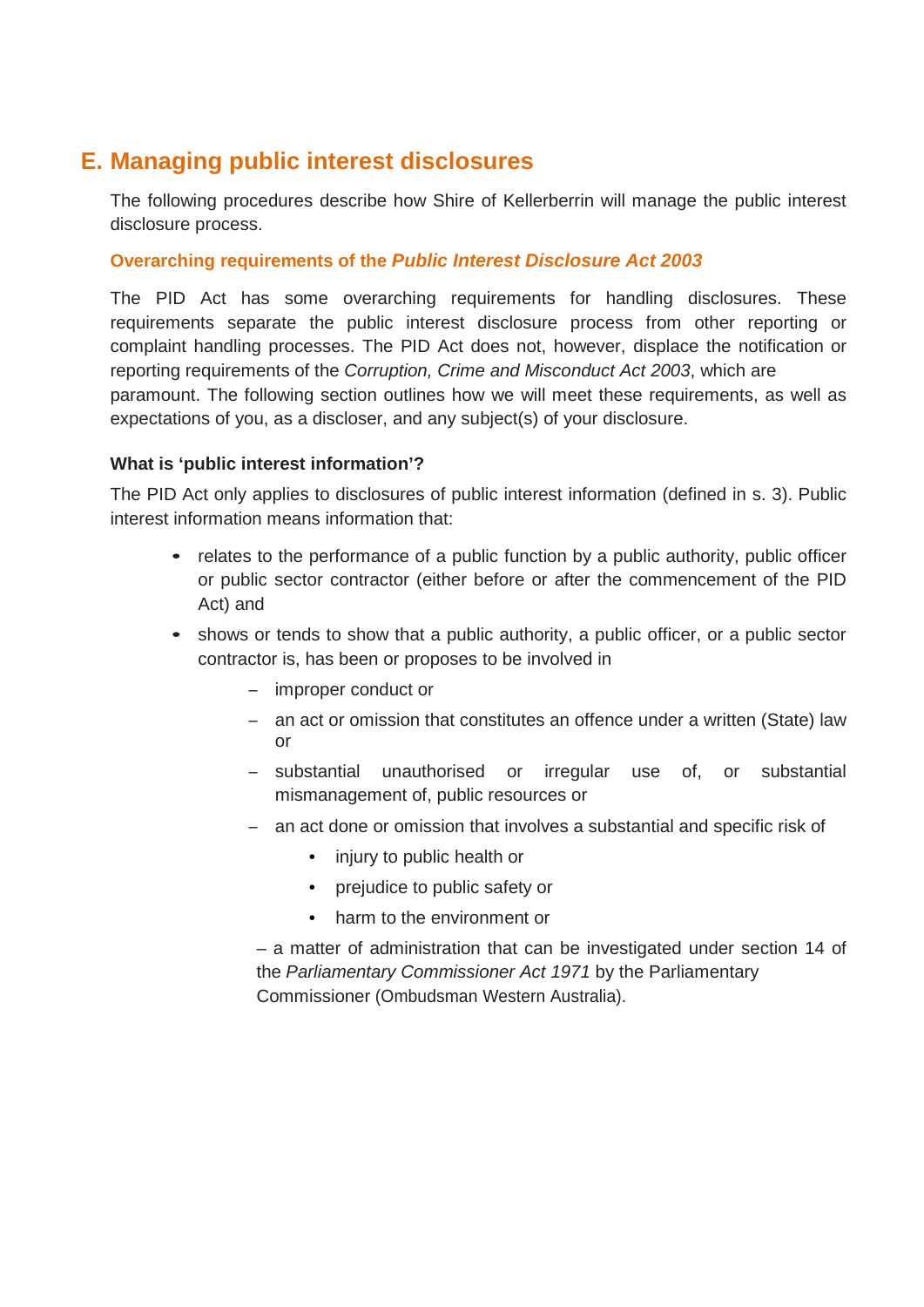## E. Managing public interest disclosures

The following procedures describe how Shire of Kellerberrin will manage the public interest disclosure process.

### Overarching requirements of the *Public Interest Disclosure Act 2003*

The PID Act has some overarching requirements for handling disclosures. These requirements separate the public interest disclosure process from other reporting or complaint handling processes. The PID Act does not, however, displace the notification or reporting requirements of the *Corruption, Crime and Misconduct Act 2003*, which are paramount. The following section outlines how we will meet these requirements, as well as expectations of you, as a discloser, and any subject(s) of your disclosure.

**What is 'public interest information'?**

The PID Act only applies to disclosures of public interest information (defined in s. 3). Public interest information means information that:

- relates to the performance of a public function by a public authority, public officer or public sector contractor (either before or after the commencement of the PID Act) and
- shows or tends to show that a public authority, a public officer, or a public sector contractor is, has been or proposes to be involved in
  - improper conduct or
  - an act or omission that constitutes an offence under a written (State) law or
  - substantial unauthorised or irregular use of, or substantial mismanagement of, public resources or
  - an act done or omission that involves a substantial and specific risk of
    - injury to public health or
    - prejudice to public safety or
    - harm to the environment or
  - a matter of administration that can be investigated under section 14 of the *Parliamentary Commissioner Act 1971* by the Parliamentary Commissioner (Ombudsman Western Australia).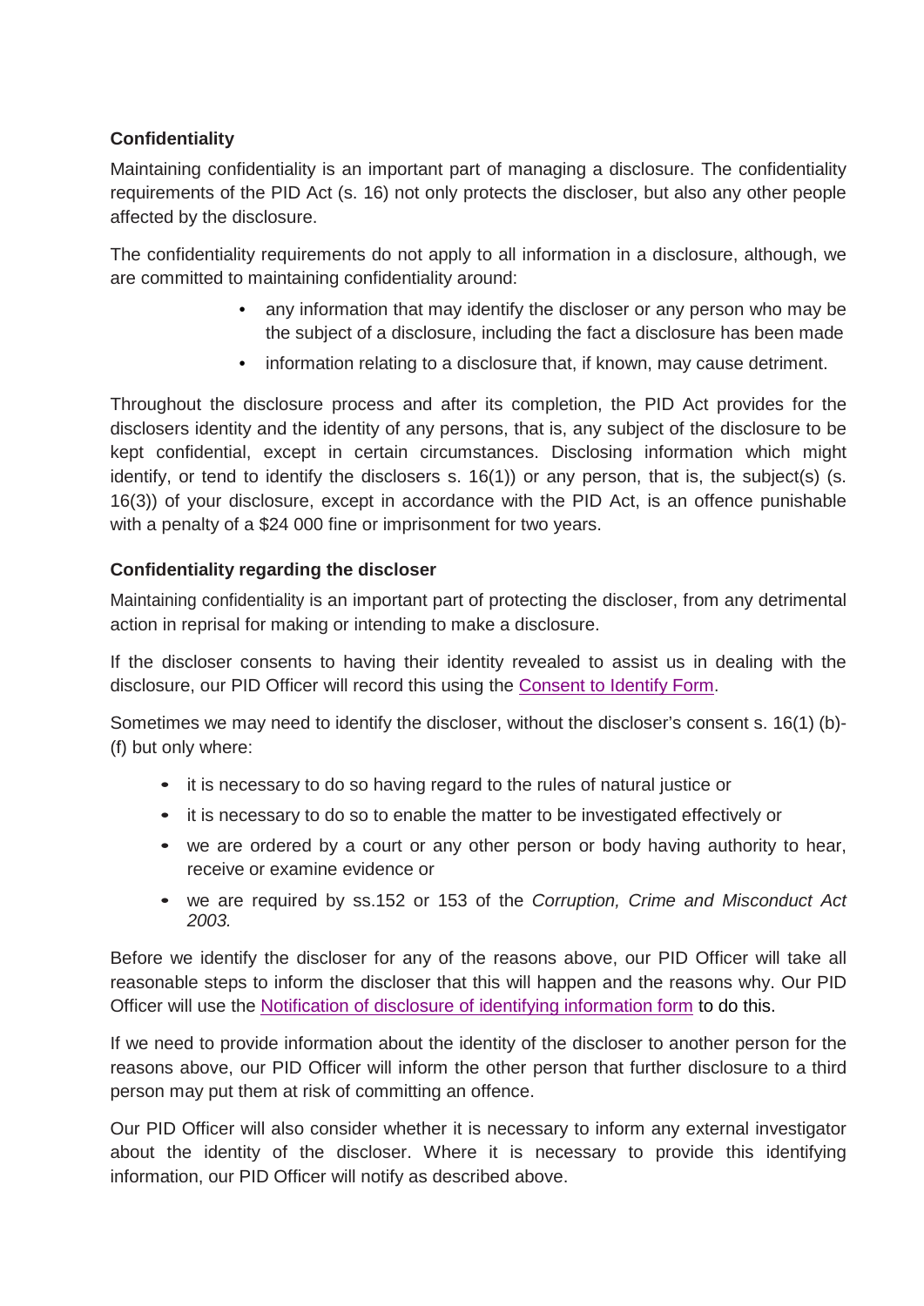### Confidentiality

Maintaining confidentiality is an important part of managing a disclosure. The confidentiality requirements of the PID Act (s. 16) not only protects the discloser, but also any other people affected by the disclosure.

The confidentiality requirements do not apply to all information in a disclosure, although, we are committed to maintaining confidentiality around:

- any information that may identify the discloser or any person who may be the subject of a disclosure, including the fact a disclosure has been made
- information relating to a disclosure that, if known, may cause detriment.

Throughout the disclosure process and after its completion, the PID Act provides for the disclosers identity and the identity of any persons, that is, any subject of the disclosure to be kept confidential, except in certain circumstances. Disclosing information which might identify, or tend to identify the disclosers s. 16(1)) or any person, that is, the subject(s) (s. 16(3)) of your disclosure, except in accordance with the PID Act, is an offence punishable with a penalty of a $24 000 fine or imprisonment for two years.

### Confidentiality regarding the discloser

Maintaining confidentiality is an important part of protecting the discloser, from any detrimental action in reprisal for making or intending to make a disclosure.

If the discloser consents to having their identity revealed to assist us in dealing with the disclosure, our PID Officer will record this using the Consent to Identify Form.

Sometimes we may need to identify the discloser, without the discloser's consent s. 16(1) (b)-(f) but only where:

- it is necessary to do so having regard to the rules of natural justice or
- it is necessary to do so to enable the matter to be investigated effectively or
- we are ordered by a court or any other person or body having authority to hear, receive or examine evidence or
- we are required by ss.152 or 153 of the *Corruption, Crime and Misconduct Act 2003.*

Before we identify the discloser for any of the reasons above, our PID Officer will take all reasonable steps to inform the discloser that this will happen and the reasons why. Our PID Officer will use the Notification of disclosure of identifying information form to do this.

If we need to provide information about the identity of the discloser to another person for the reasons above, our PID Officer will inform the other person that further disclosure to a third person may put them at risk of committing an offence.

Our PID Officer will also consider whether it is necessary to inform any external investigator about the identity of the discloser. Where it is necessary to provide this identifying information, our PID Officer will notify as described above.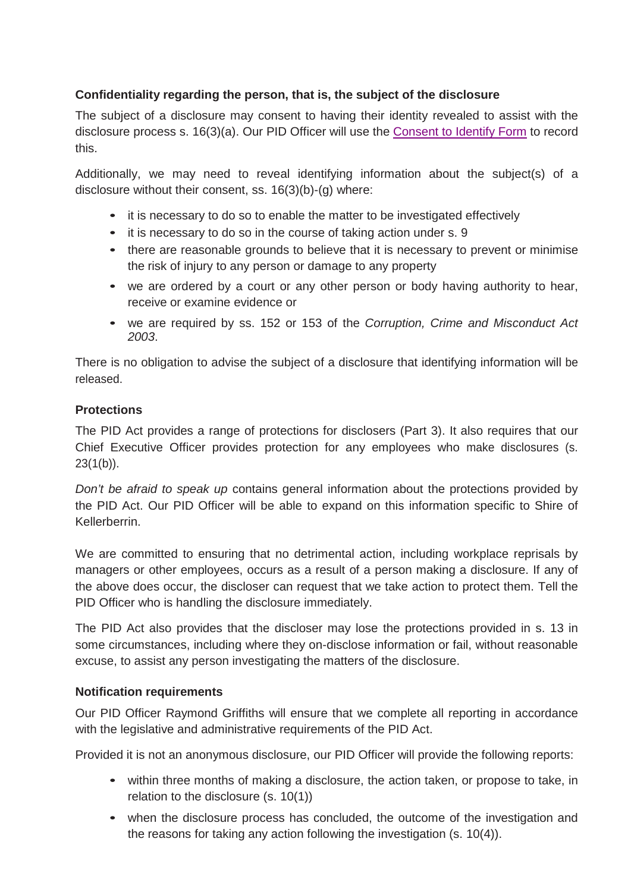### Confidentiality regarding the person, that is, the subject of the disclosure

The subject of a disclosure may consent to having their identity revealed to assist with the disclosure process s. 16(3)(a). Our PID Officer will use the Consent to Identify Form to record this.

Additionally, we may need to reveal identifying information about the subject(s) of a disclosure without their consent, ss. 16(3)(b)-(g) where:

- it is necessary to do so to enable the matter to be investigated effectively
- it is necessary to do so in the course of taking action under s. 9
- there are reasonable grounds to believe that it is necessary to prevent or minimise the risk of injury to any person or damage to any property
- we are ordered by a court or any other person or body having authority to hear, receive or examine evidence or
- we are required by ss. 152 or 153 of the *Corruption, Crime and Misconduct Act 2003*.

There is no obligation to advise the subject of a disclosure that identifying information will be released.

### Protections

The PID Act provides a range of protections for disclosers (Part 3). It also requires that our Chief Executive Officer provides protection for any employees who make disclosures (s. 23(1(b)).

*Don't be afraid to speak up* contains general information about the protections provided by the PID Act. Our PID Officer will be able to expand on this information specific to Shire of Kellerberrin.

We are committed to ensuring that no detrimental action, including workplace reprisals by managers or other employees, occurs as a result of a person making a disclosure. If any of the above does occur, the discloser can request that we take action to protect them. Tell the PID Officer who is handling the disclosure immediately.

The PID Act also provides that the discloser may lose the protections provided in s. 13 in some circumstances, including where they on-disclose information or fail, without reasonable excuse, to assist any person investigating the matters of the disclosure.

### Notification requirements

Our PID Officer Raymond Griffiths will ensure that we complete all reporting in accordance with the legislative and administrative requirements of the PID Act.

Provided it is not an anonymous disclosure, our PID Officer will provide the following reports:

- within three months of making a disclosure, the action taken, or propose to take, in relation to the disclosure (s. 10(1))
- when the disclosure process has concluded, the outcome of the investigation and the reasons for taking any action following the investigation (s. 10(4)).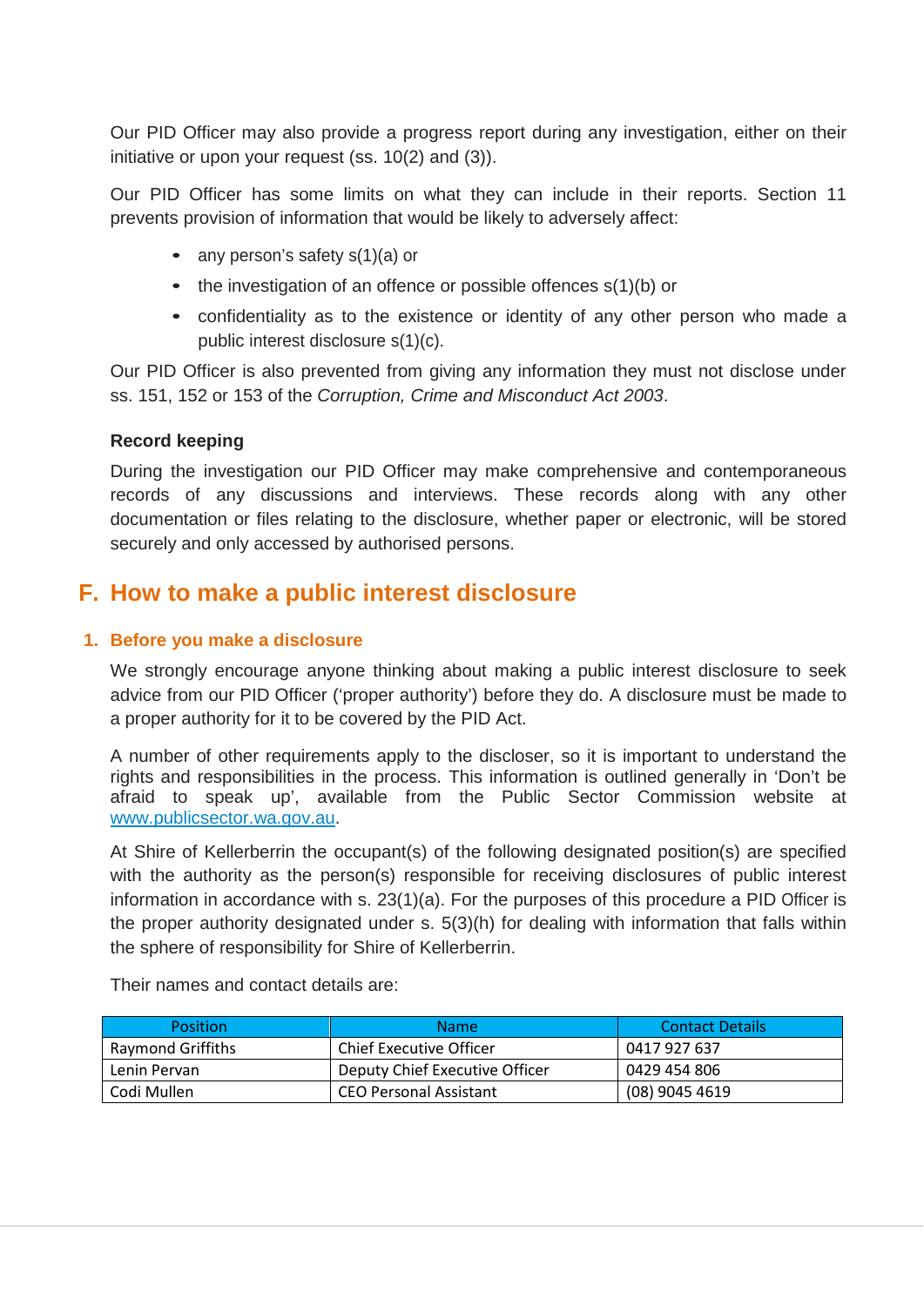Our PID Officer may also provide a progress report during any investigation, either on their initiative or upon your request (ss. 10(2) and (3)).

Our PID Officer has some limits on what they can include in their reports. Section 11 prevents provision of information that would be likely to adversely affect:

- any person's safety s(1)(a) or
- the investigation of an offence or possible offences s(1)(b) or
- confidentiality as to the existence or identity of any other person who made a public interest disclosure s(1)(c).

Our PID Officer is also prevented from giving any information they must not disclose under ss. 151, 152 or 153 of the *Corruption, Crime and Misconduct Act 2003*.

**Record keeping**

During the investigation our PID Officer may make comprehensive and contemporaneous records of any discussions and interviews. These records along with any other documentation or files relating to the disclosure, whether paper or electronic, will be stored securely and only accessed by authorised persons.

# F. How to make a public interest disclosure

## 1. Before you make a disclosure

We strongly encourage anyone thinking about making a public interest disclosure to seek advice from our PID Officer ('proper authority') before they do. A disclosure must be made to a proper authority for it to be covered by the PID Act.

A number of other requirements apply to the discloser, so it is important to understand the rights and responsibilities in the process. This information is outlined generally in 'Don't be afraid to speak up', available from the Public Sector Commission website at www.publicsector.wa.gov.au.

At Shire of Kellerberrin the occupant(s) of the following designated position(s) are specified with the authority as the person(s) responsible for receiving disclosures of public interest information in accordance with s. 23(1)(a). For the purposes of this procedure a PID Officer is the proper authority designated under s. 5(3)(h) for dealing with information that falls within the sphere of responsibility for Shire of Kellerberrin.

Their names and contact details are:

| Position | Name | Contact Details |
|---|---|---|
| Raymond Griffiths | Chief Executive Officer | 0417 927 637 |
| Lenin Pervan | Deputy Chief Executive Officer | 0429 454 806 |
| Codi Mullen | CEO Personal Assistant | (08) 9045 4619 |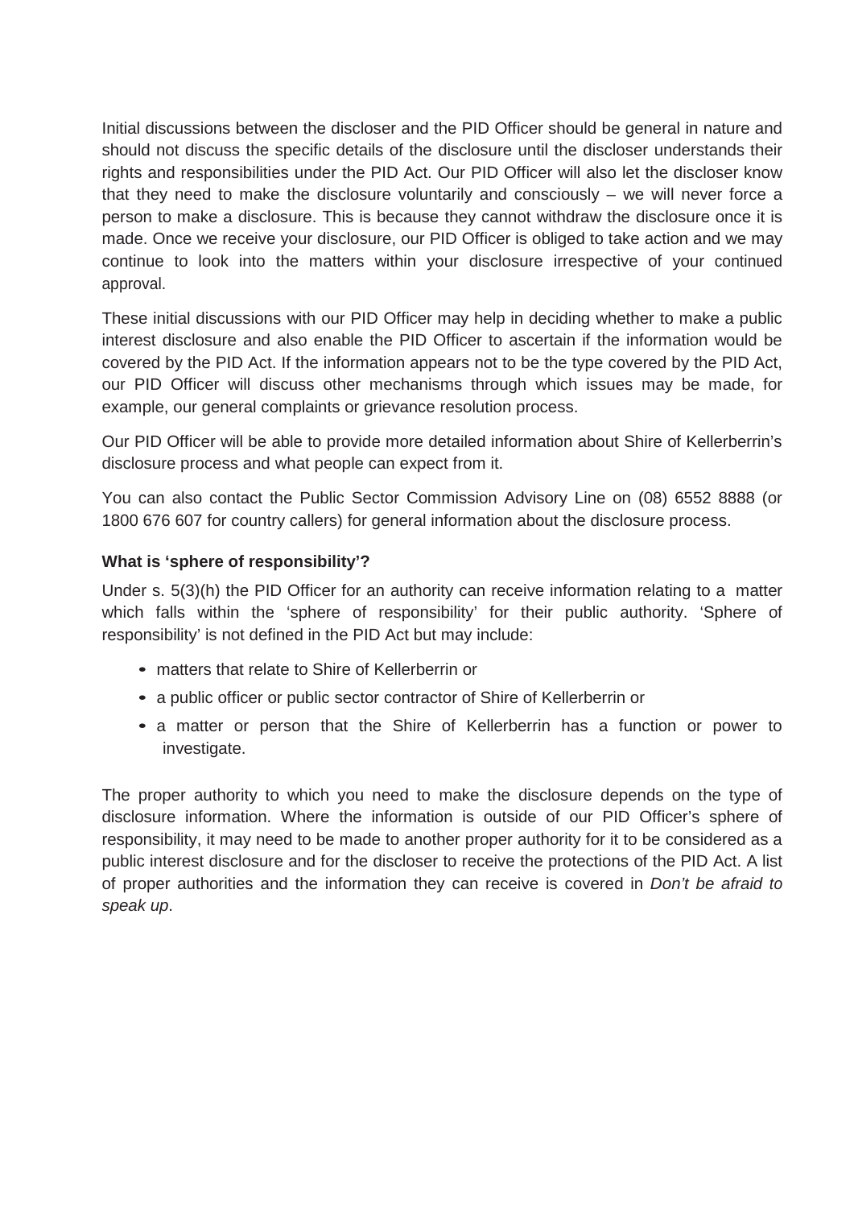Initial discussions between the discloser and the PID Officer should be general in nature and should not discuss the specific details of the disclosure until the discloser understands their rights and responsibilities under the PID Act. Our PID Officer will also let the discloser know that they need to make the disclosure voluntarily and consciously – we will never force a person to make a disclosure. This is because they cannot withdraw the disclosure once it is made. Once we receive your disclosure, our PID Officer is obliged to take action and we may continue to look into the matters within your disclosure irrespective of your continued approval.

These initial discussions with our PID Officer may help in deciding whether to make a public interest disclosure and also enable the PID Officer to ascertain if the information would be covered by the PID Act. If the information appears not to be the type covered by the PID Act, our PID Officer will discuss other mechanisms through which issues may be made, for example, our general complaints or grievance resolution process.

Our PID Officer will be able to provide more detailed information about Shire of Kellerberrin's disclosure process and what people can expect from it.

You can also contact the Public Sector Commission Advisory Line on (08) 6552 8888 (or 1800 676 607 for country callers) for general information about the disclosure process.

**What is 'sphere of responsibility'?**

Under s. 5(3)(h) the PID Officer for an authority can receive information relating to a matter which falls within the 'sphere of responsibility' for their public authority. 'Sphere of responsibility' is not defined in the PID Act but may include:

- matters that relate to Shire of Kellerberrin or
- a public officer or public sector contractor of Shire of Kellerberrin or
- a matter or person that the Shire of Kellerberrin has a function or power to investigate.

The proper authority to which you need to make the disclosure depends on the type of disclosure information. Where the information is outside of our PID Officer's sphere of responsibility, it may need to be made to another proper authority for it to be considered as a public interest disclosure and for the discloser to receive the protections of the PID Act. A list of proper authorities and the information they can receive is covered in *Don't be afraid to speak up*.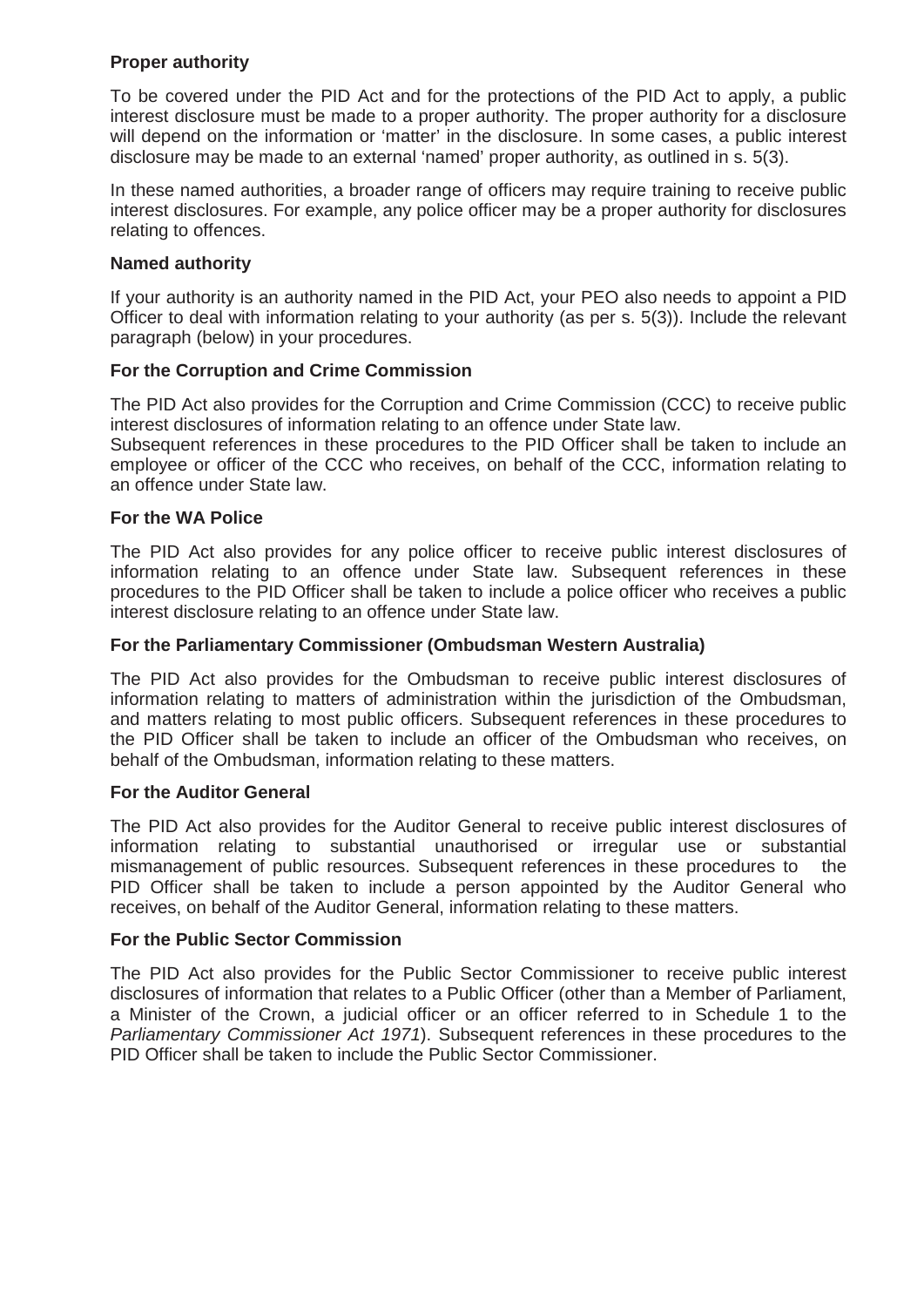**Proper authority**

To be covered under the PID Act and for the protections of the PID Act to apply, a public interest disclosure must be made to a proper authority. The proper authority for a disclosure will depend on the information or 'matter' in the disclosure. In some cases, a public interest disclosure may be made to an external 'named' proper authority, as outlined in s. 5(3).

In these named authorities, a broader range of officers may require training to receive public interest disclosures. For example, any police officer may be a proper authority for disclosures relating to offences.

**Named authority**

If your authority is an authority named in the PID Act, your PEO also needs to appoint a PID Officer to deal with information relating to your authority (as per s. 5(3)). Include the relevant paragraph (below) in your procedures.

**For the Corruption and Crime Commission**

The PID Act also provides for the Corruption and Crime Commission (CCC) to receive public interest disclosures of information relating to an offence under State law.
Subsequent references in these procedures to the PID Officer shall be taken to include an employee or officer of the CCC who receives, on behalf of the CCC, information relating to an offence under State law.

**For the WA Police**

The PID Act also provides for any police officer to receive public interest disclosures of information relating to an offence under State law. Subsequent references in these procedures to the PID Officer shall be taken to include a police officer who receives a public interest disclosure relating to an offence under State law.

**For the Parliamentary Commissioner (Ombudsman Western Australia)**

The PID Act also provides for the Ombudsman to receive public interest disclosures of information relating to matters of administration within the jurisdiction of the Ombudsman, and matters relating to most public officers. Subsequent references in these procedures to the PID Officer shall be taken to include an officer of the Ombudsman who receives, on behalf of the Ombudsman, information relating to these matters.

**For the Auditor General**

The PID Act also provides for the Auditor General to receive public interest disclosures of information relating to substantial unauthorised or irregular use or substantial mismanagement of public resources. Subsequent references in these procedures to the PID Officer shall be taken to include a person appointed by the Auditor General who receives, on behalf of the Auditor General, information relating to these matters.

**For the Public Sector Commission**

The PID Act also provides for the Public Sector Commissioner to receive public interest disclosures of information that relates to a Public Officer (other than a Member of Parliament, a Minister of the Crown, a judicial officer or an officer referred to in Schedule 1 to the *Parliamentary Commissioner Act 1971*). Subsequent references in these procedures to the PID Officer shall be taken to include the Public Sector Commissioner.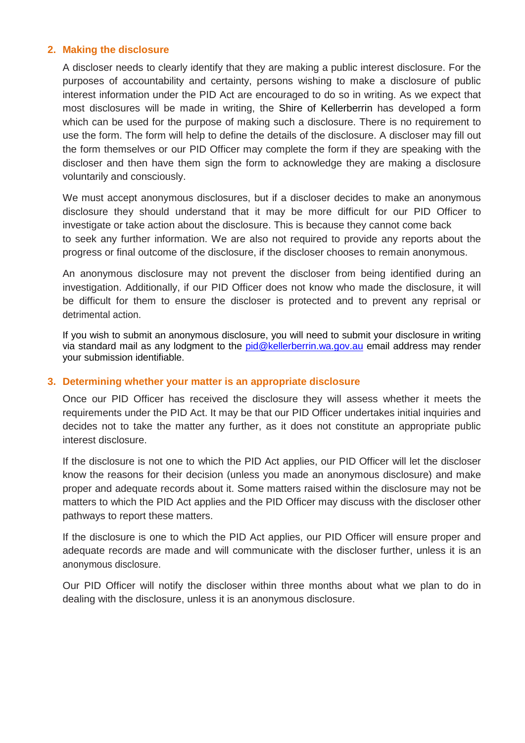## 2. Making the disclosure

A discloser needs to clearly identify that they are making a public interest disclosure. For the purposes of accountability and certainty, persons wishing to make a disclosure of public interest information under the PID Act are encouraged to do so in writing. As we expect that most disclosures will be made in writing, the Shire of Kellerberrin has developed a form which can be used for the purpose of making such a disclosure. There is no requirement to use the form. The form will help to define the details of the disclosure. A discloser may fill out the form themselves or our PID Officer may complete the form if they are speaking with the discloser and then have them sign the form to acknowledge they are making a disclosure voluntarily and consciously.

We must accept anonymous disclosures, but if a discloser decides to make an anonymous disclosure they should understand that it may be more difficult for our PID Officer to investigate or take action about the disclosure. This is because they cannot come back to seek any further information. We are also not required to provide any reports about the progress or final outcome of the disclosure, if the discloser chooses to remain anonymous.

An anonymous disclosure may not prevent the discloser from being identified during an investigation. Additionally, if our PID Officer does not know who made the disclosure, it will be difficult for them to ensure the discloser is protected and to prevent any reprisal or detrimental action.

If you wish to submit an anonymous disclosure, you will need to submit your disclosure in writing via standard mail as any lodgment to the pid@kellerberrin.wa.gov.au email address may render your submission identifiable.

## 3. Determining whether your matter is an appropriate disclosure

Once our PID Officer has received the disclosure they will assess whether it meets the requirements under the PID Act. It may be that our PID Officer undertakes initial inquiries and decides not to take the matter any further, as it does not constitute an appropriate public interest disclosure.

If the disclosure is not one to which the PID Act applies, our PID Officer will let the discloser know the reasons for their decision (unless you made an anonymous disclosure) and make proper and adequate records about it. Some matters raised within the disclosure may not be matters to which the PID Act applies and the PID Officer may discuss with the discloser other pathways to report these matters.

If the disclosure is one to which the PID Act applies, our PID Officer will ensure proper and adequate records are made and will communicate with the discloser further, unless it is an anonymous disclosure.

Our PID Officer will notify the discloser within three months about what we plan to do in dealing with the disclosure, unless it is an anonymous disclosure.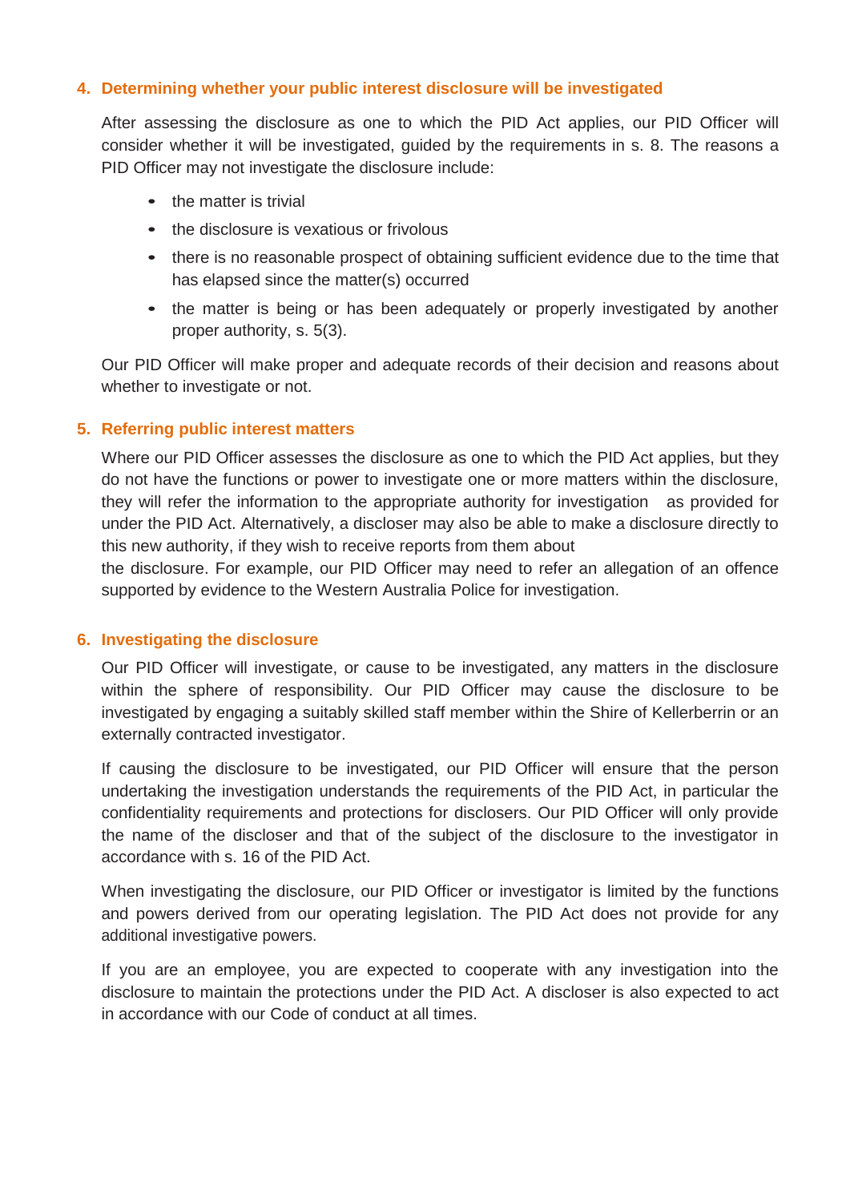## 4. Determining whether your public interest disclosure will be investigated

After assessing the disclosure as one to which the PID Act applies, our PID Officer will consider whether it will be investigated, guided by the requirements in s. 8. The reasons a PID Officer may not investigate the disclosure include:

- the matter is trivial
- the disclosure is vexatious or frivolous
- there is no reasonable prospect of obtaining sufficient evidence due to the time that has elapsed since the matter(s) occurred
- the matter is being or has been adequately or properly investigated by another proper authority, s. 5(3).

Our PID Officer will make proper and adequate records of their decision and reasons about whether to investigate or not.

## 5. Referring public interest matters

Where our PID Officer assesses the disclosure as one to which the PID Act applies, but they do not have the functions or power to investigate one or more matters within the disclosure, they will refer the information to the appropriate authority for investigation as provided for under the PID Act. Alternatively, a discloser may also be able to make a disclosure directly to this new authority, if they wish to receive reports from them about the disclosure. For example, our PID Officer may need to refer an allegation of an offence supported by evidence to the Western Australia Police for investigation.

## 6. Investigating the disclosure

Our PID Officer will investigate, or cause to be investigated, any matters in the disclosure within the sphere of responsibility. Our PID Officer may cause the disclosure to be investigated by engaging a suitably skilled staff member within the Shire of Kellerberrin or an externally contracted investigator.

If causing the disclosure to be investigated, our PID Officer will ensure that the person undertaking the investigation understands the requirements of the PID Act, in particular the confidentiality requirements and protections for disclosers. Our PID Officer will only provide the name of the discloser and that of the subject of the disclosure to the investigator in accordance with s. 16 of the PID Act.

When investigating the disclosure, our PID Officer or investigator is limited by the functions and powers derived from our operating legislation. The PID Act does not provide for any additional investigative powers.

If you are an employee, you are expected to cooperate with any investigation into the disclosure to maintain the protections under the PID Act. A discloser is also expected to act in accordance with our Code of conduct at all times.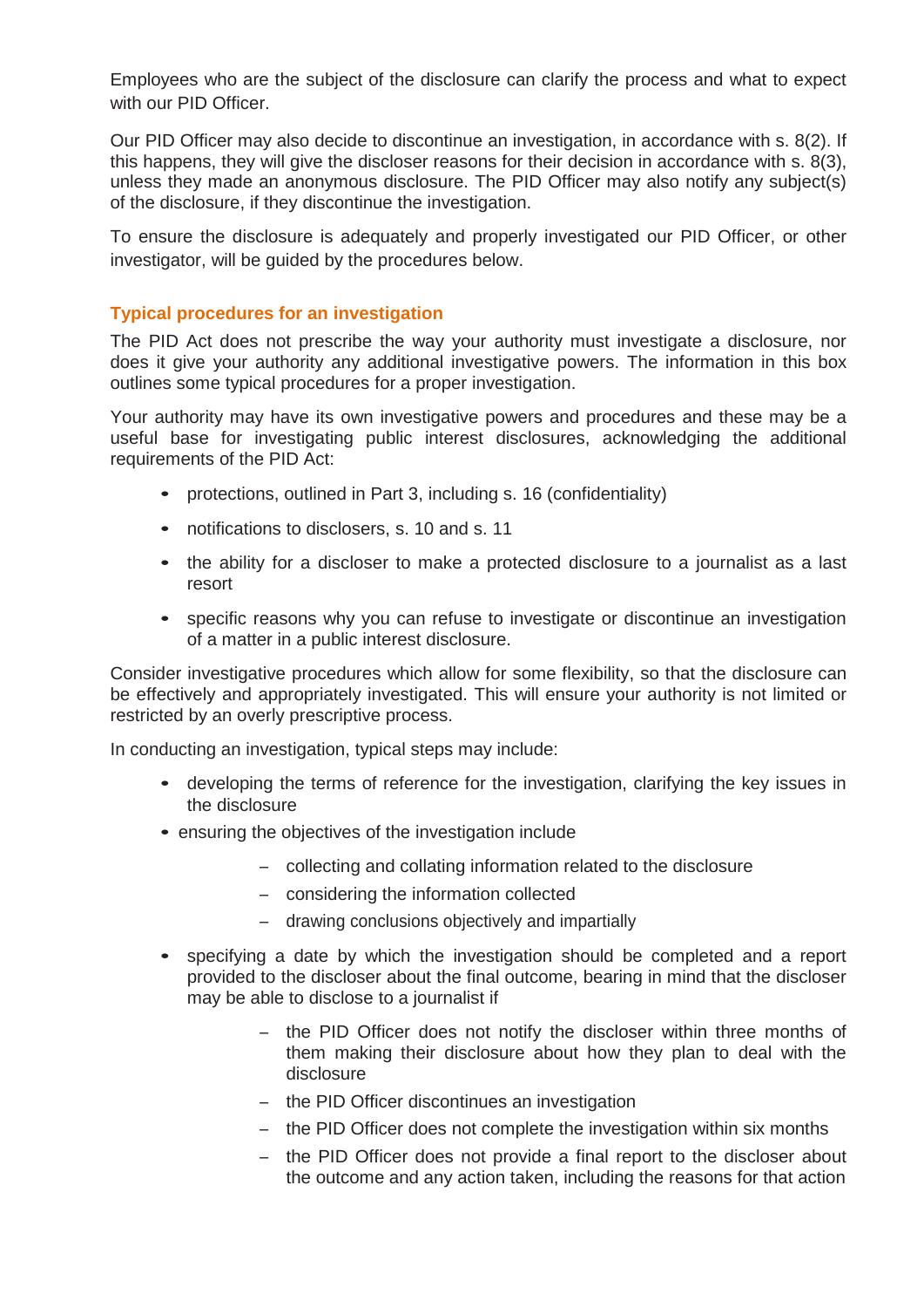Employees who are the subject of the disclosure can clarify the process and what to expect with our PID Officer.

Our PID Officer may also decide to discontinue an investigation, in accordance with s. 8(2). If this happens, they will give the discloser reasons for their decision in accordance with s. 8(3), unless they made an anonymous disclosure. The PID Officer may also notify any subject(s) of the disclosure, if they discontinue the investigation.

To ensure the disclosure is adequately and properly investigated our PID Officer, or other investigator, will be guided by the procedures below.

### Typical procedures for an investigation

The PID Act does not prescribe the way your authority must investigate a disclosure, nor does it give your authority any additional investigative powers. The information in this box outlines some typical procedures for a proper investigation.

Your authority may have its own investigative powers and procedures and these may be a useful base for investigating public interest disclosures, acknowledging the additional requirements of the PID Act:

- protections, outlined in Part 3, including s. 16 (confidentiality)
- notifications to disclosers, s. 10 and s. 11
- the ability for a discloser to make a protected disclosure to a journalist as a last resort
- specific reasons why you can refuse to investigate or discontinue an investigation of a matter in a public interest disclosure.

Consider investigative procedures which allow for some flexibility, so that the disclosure can be effectively and appropriately investigated. This will ensure your authority is not limited or restricted by an overly prescriptive process.

In conducting an investigation, typical steps may include:

- developing the terms of reference for the investigation, clarifying the key issues in the disclosure
- ensuring the objectives of the investigation include
  - collecting and collating information related to the disclosure
  - considering the information collected
  - drawing conclusions objectively and impartially
- specifying a date by which the investigation should be completed and a report provided to the discloser about the final outcome, bearing in mind that the discloser may be able to disclose to a journalist if
  - the PID Officer does not notify the discloser within three months of them making their disclosure about how they plan to deal with the disclosure
  - the PID Officer discontinues an investigation
  - the PID Officer does not complete the investigation within six months
  - the PID Officer does not provide a final report to the discloser about the outcome and any action taken, including the reasons for that action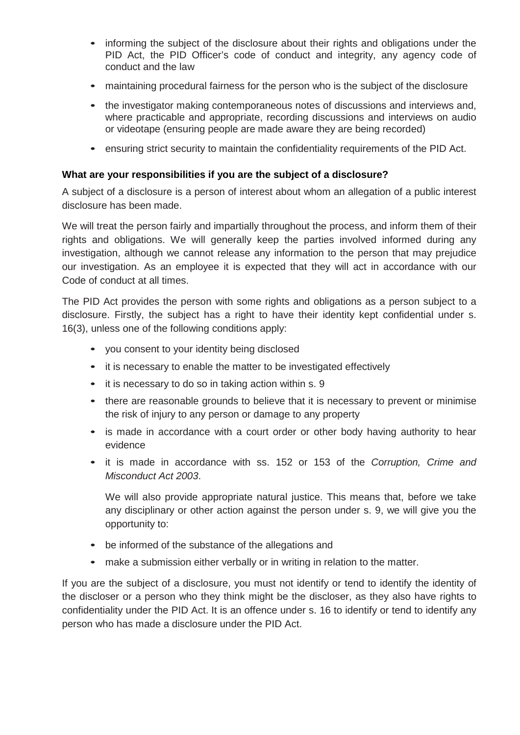- informing the subject of the disclosure about their rights and obligations under the PID Act, the PID Officer's code of conduct and integrity, any agency code of conduct and the law
- maintaining procedural fairness for the person who is the subject of the disclosure
- the investigator making contemporaneous notes of discussions and interviews and, where practicable and appropriate, recording discussions and interviews on audio or videotape (ensuring people are made aware they are being recorded)
- ensuring strict security to maintain the confidentiality requirements of the PID Act.

**What are your responsibilities if you are the subject of a disclosure?**

A subject of a disclosure is a person of interest about whom an allegation of a public interest disclosure has been made.

We will treat the person fairly and impartially throughout the process, and inform them of their rights and obligations. We will generally keep the parties involved informed during any investigation, although we cannot release any information to the person that may prejudice our investigation. As an employee it is expected that they will act in accordance with our Code of conduct at all times.

The PID Act provides the person with some rights and obligations as a person subject to a disclosure. Firstly, the subject has a right to have their identity kept confidential under s. 16(3), unless one of the following conditions apply:

- you consent to your identity being disclosed
- it is necessary to enable the matter to be investigated effectively
- it is necessary to do so in taking action within s. 9
- there are reasonable grounds to believe that it is necessary to prevent or minimise the risk of injury to any person or damage to any property
- is made in accordance with a court order or other body having authority to hear evidence
- it is made in accordance with ss. 152 or 153 of the *Corruption, Crime and Misconduct Act 2003*.

  We will also provide appropriate natural justice. This means that, before we take any disciplinary or other action against the person under s. 9, we will give you the opportunity to:

- be informed of the substance of the allegations and
- make a submission either verbally or in writing in relation to the matter.

If you are the subject of a disclosure, you must not identify or tend to identify the identity of the discloser or a person who they think might be the discloser, as they also have rights to confidentiality under the PID Act. It is an offence under s. 16 to identify or tend to identify any person who has made a disclosure under the PID Act.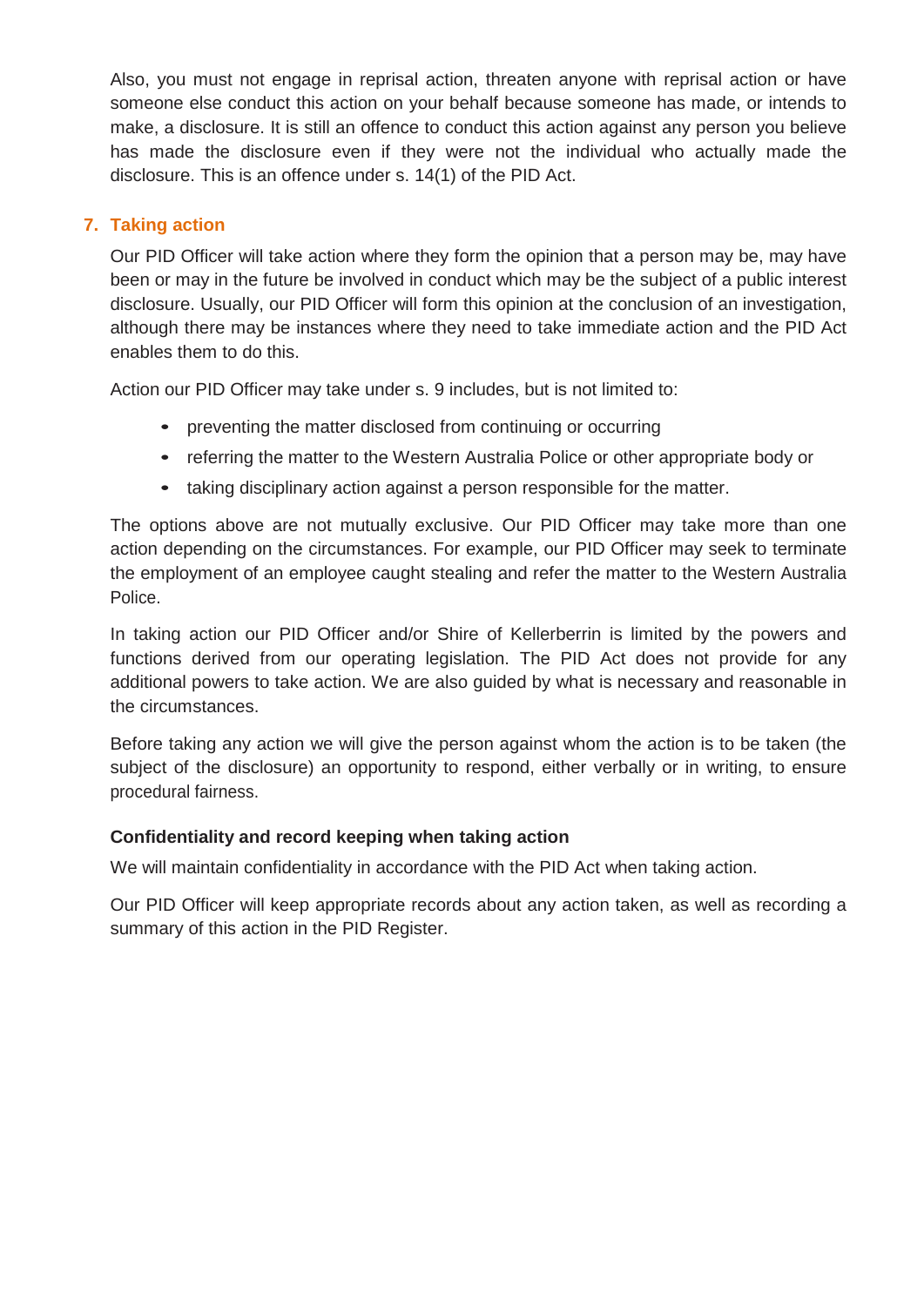Also, you must not engage in reprisal action, threaten anyone with reprisal action or have someone else conduct this action on your behalf because someone has made, or intends to make, a disclosure. It is still an offence to conduct this action against any person you believe has made the disclosure even if they were not the individual who actually made the disclosure. This is an offence under s. 14(1) of the PID Act.

## 7. Taking action

Our PID Officer will take action where they form the opinion that a person may be, may have been or may in the future be involved in conduct which may be the subject of a public interest disclosure. Usually, our PID Officer will form this opinion at the conclusion of an investigation, although there may be instances where they need to take immediate action and the PID Act enables them to do this.

Action our PID Officer may take under s. 9 includes, but is not limited to:

- preventing the matter disclosed from continuing or occurring
- referring the matter to the Western Australia Police or other appropriate body or
- taking disciplinary action against a person responsible for the matter.

The options above are not mutually exclusive. Our PID Officer may take more than one action depending on the circumstances. For example, our PID Officer may seek to terminate the employment of an employee caught stealing and refer the matter to the Western Australia Police.

In taking action our PID Officer and/or Shire of Kellerberrin is limited by the powers and functions derived from our operating legislation. The PID Act does not provide for any additional powers to take action. We are also guided by what is necessary and reasonable in the circumstances.

Before taking any action we will give the person against whom the action is to be taken (the subject of the disclosure) an opportunity to respond, either verbally or in writing, to ensure procedural fairness.

### Confidentiality and record keeping when taking action

We will maintain confidentiality in accordance with the PID Act when taking action.

Our PID Officer will keep appropriate records about any action taken, as well as recording a summary of this action in the PID Register.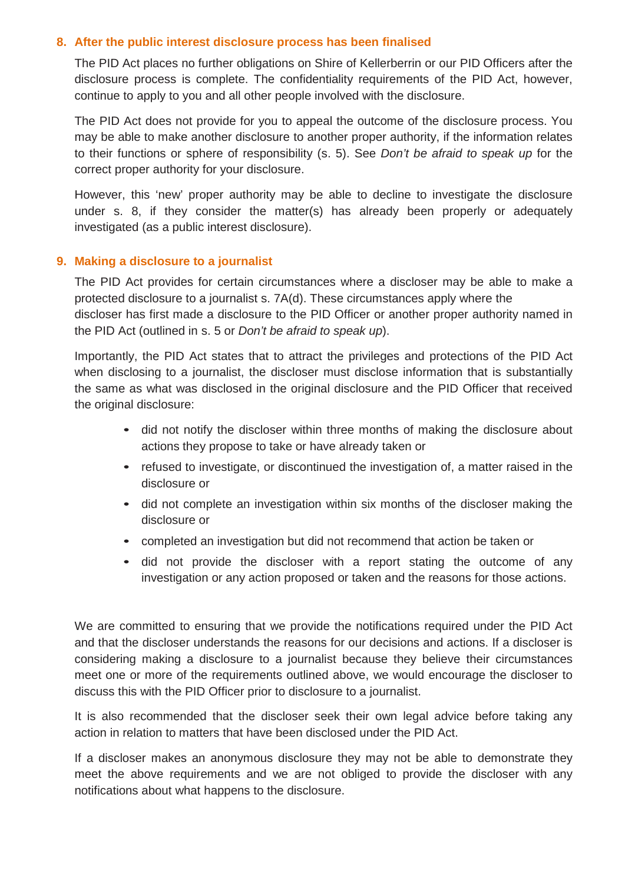## 8. After the public interest disclosure process has been finalised

The PID Act places no further obligations on Shire of Kellerberrin or our PID Officers after the disclosure process is complete. The confidentiality requirements of the PID Act, however, continue to apply to you and all other people involved with the disclosure.

The PID Act does not provide for you to appeal the outcome of the disclosure process. You may be able to make another disclosure to another proper authority, if the information relates to their functions or sphere of responsibility (s. 5). See *Don't be afraid to speak up* for the correct proper authority for your disclosure.

However, this 'new' proper authority may be able to decline to investigate the disclosure under s. 8, if they consider the matter(s) has already been properly or adequately investigated (as a public interest disclosure).

## 9. Making a disclosure to a journalist

The PID Act provides for certain circumstances where a discloser may be able to make a protected disclosure to a journalist s. 7A(d). These circumstances apply where the discloser has first made a disclosure to the PID Officer or another proper authority named in the PID Act (outlined in s. 5 or *Don't be afraid to speak up*).

Importantly, the PID Act states that to attract the privileges and protections of the PID Act when disclosing to a journalist, the discloser must disclose information that is substantially the same as what was disclosed in the original disclosure and the PID Officer that received the original disclosure:

- did not notify the discloser within three months of making the disclosure about actions they propose to take or have already taken or
- refused to investigate, or discontinued the investigation of, a matter raised in the disclosure or
- did not complete an investigation within six months of the discloser making the disclosure or
- completed an investigation but did not recommend that action be taken or
- did not provide the discloser with a report stating the outcome of any investigation or any action proposed or taken and the reasons for those actions.

We are committed to ensuring that we provide the notifications required under the PID Act and that the discloser understands the reasons for our decisions and actions. If a discloser is considering making a disclosure to a journalist because they believe their circumstances meet one or more of the requirements outlined above, we would encourage the discloser to discuss this with the PID Officer prior to disclosure to a journalist.

It is also recommended that the discloser seek their own legal advice before taking any action in relation to matters that have been disclosed under the PID Act.

If a discloser makes an anonymous disclosure they may not be able to demonstrate they meet the above requirements and we are not obliged to provide the discloser with any notifications about what happens to the disclosure.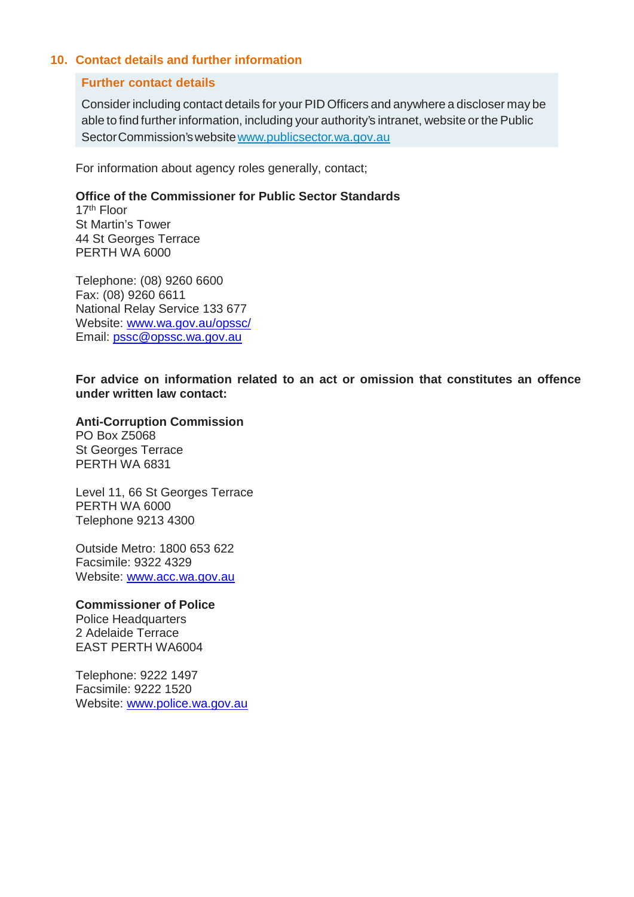## 10. Contact details and further information

> **Further contact details**
>
> Consider including contact details for your PID Officers and anywhere a discloser may be able to find further information, including your authority's intranet, website or the Public Sector Commission's website www.publicsector.wa.gov.au

For information about agency roles generally, contact;

**Office of the Commissioner for Public Sector Standards**
17th Floor
St Martin's Tower
44 St Georges Terrace
PERTH WA 6000

Telephone: (08) 9260 6600
Fax: (08) 9260 6611
National Relay Service 133 677
Website: www.wa.gov.au/opssc/
Email: pssc@opssc.wa.gov.au

**For advice on information related to an act or omission that constitutes an offence under written law contact:**

**Anti-Corruption Commission**
PO Box Z5068
St Georges Terrace
PERTH WA 6831

Level 11, 66 St Georges Terrace
PERTH WA 6000
Telephone 9213 4300

Outside Metro: 1800 653 622
Facsimile: 9322 4329
Website: www.acc.wa.gov.au

**Commissioner of Police**
Police Headquarters
2 Adelaide Terrace
EAST PERTH WA6004

Telephone: 9222 1497
Facsimile: 9222 1520
Website: www.police.wa.gov.au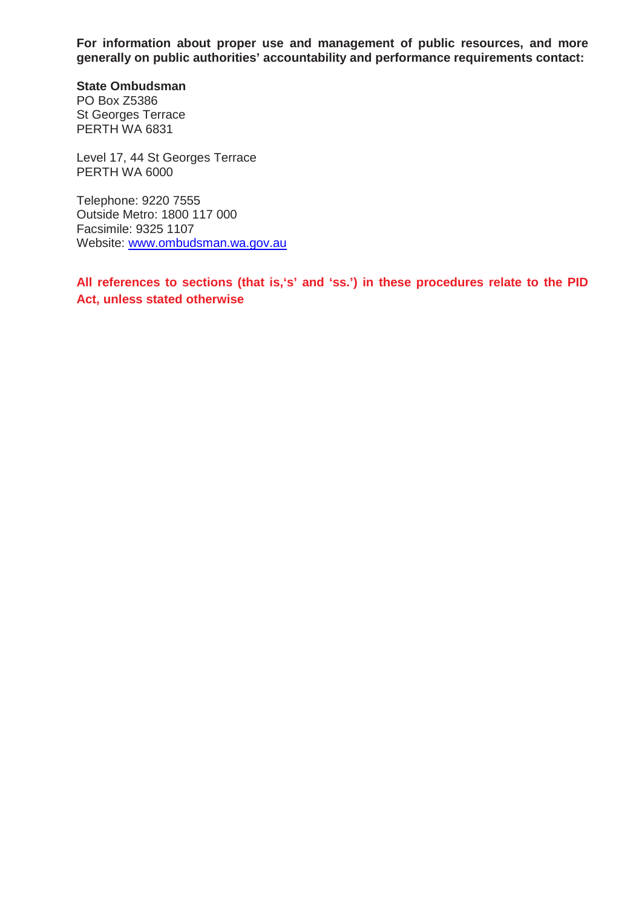**For information about proper use and management of public resources, and more generally on public authorities' accountability and performance requirements contact:**

**State Ombudsman**
PO Box Z5386
St Georges Terrace
PERTH WA 6831

Level 17, 44 St Georges Terrace
PERTH WA 6000

Telephone: 9220 7555
Outside Metro: 1800 117 000
Facsimile: 9325 1107
Website: www.ombudsman.wa.gov.au

**All references to sections (that is,'s' and 'ss.') in these procedures relate to the PID Act, unless stated otherwise**